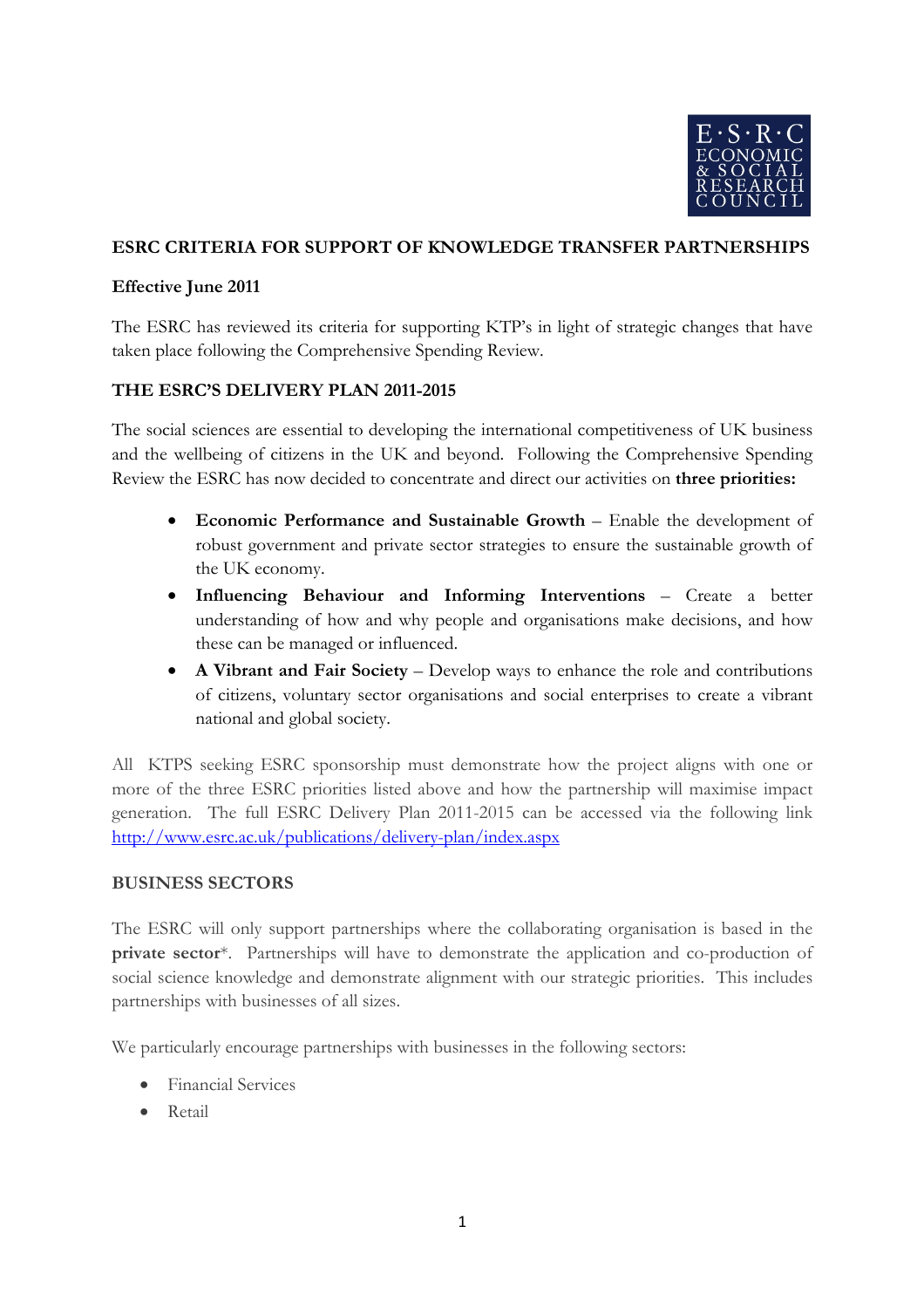# ESRC CRITERIA FOR SUPPORT OF KNOWLEDGE TRANSFER PARTNERSHIPS

**Effective June 2011**

The ESRC has reviewed its criteria for supporting KTP's in light of strategic changes that have taken place following the Comprehensive Spending Review.

## THE ESRC'S DELIVERY PLAN 2011-2015

The social sciences are essential to developing the international competitiveness of UK business and the wellbeing of citizens in the UK and beyond. Following the Comprehensive Spending Review the ESRC has now decided to concentrate and direct our activities on **three priorities:**

- **Economic Performance and Sustainable Growth** – Enable the development of robust government and private sector strategies to ensure the sustainable growth of the UK economy.
- **Influencing Behaviour and Informing Interventions** – Create a better understanding of how and why people and organisations make decisions, and how these can be managed or influenced.
- **A Vibrant and Fair Society** – Develop ways to enhance the role and contributions of citizens, voluntary sector organisations and social enterprises to create a vibrant national and global society.

All KTPS seeking ESRC sponsorship must demonstrate how the project aligns with one or more of the three ESRC priorities listed above and how the partnership will maximise impact generation. The full ESRC Delivery Plan 2011-2015 can be accessed via the following link [http://www.esrc.ac.uk/publications/delivery-plan/index.aspx](http://www.esrc.ac.uk/publications/delivery-plan/index.aspx)

## BUSINESS SECTORS

The ESRC will only support partnerships where the collaborating organisation is based in the **private sector***. Partnerships will have to demonstrate the application and co-production of social science knowledge and demonstrate alignment with our strategic priorities. This includes partnerships with businesses of all sizes.

We particularly encourage partnerships with businesses in the following sectors:

- Financial Services
- Retail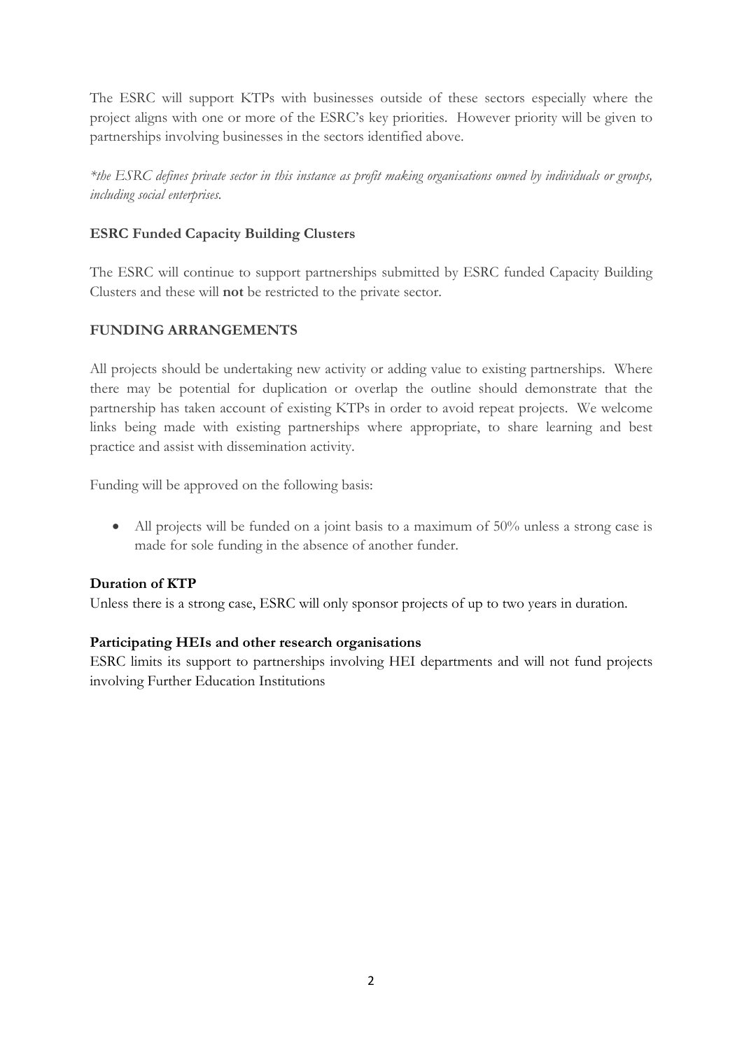The ESRC will support KTPs with businesses outside of these sectors especially where the project aligns with one or more of the ESRC's key priorities. However priority will be given to partnerships involving businesses in the sectors identified above.

*\*the ESRC defines private sector in this instance as profit making organisations owned by individuals or groups, including social enterprises.*

**ESRC Funded Capacity Building Clusters**

The ESRC will continue to support partnerships submitted by ESRC funded Capacity Building Clusters and these will **not** be restricted to the private sector.

**FUNDING ARRANGEMENTS**

All projects should be undertaking new activity or adding value to existing partnerships. Where there may be potential for duplication or overlap the outline should demonstrate that the partnership has taken account of existing KTPs in order to avoid repeat projects. We welcome links being made with existing partnerships where appropriate, to share learning and best practice and assist with dissemination activity.

Funding will be approved on the following basis:

- All projects will be funded on a joint basis to a maximum of 50% unless a strong case is made for sole funding in the absence of another funder.

**Duration of KTP**

Unless there is a strong case, ESRC will only sponsor projects of up to two years in duration.

**Participating HEIs and other research organisations**

ESRC limits its support to partnerships involving HEI departments and will not fund projects involving Further Education Institutions